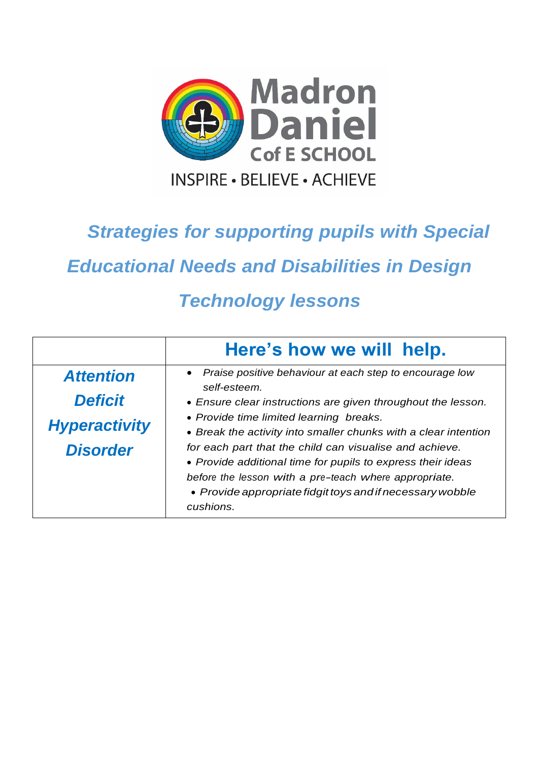Madron Daniel C of E SCHOOL

INSPIRE • BELIEVE • ACHIEVE

# *Strategies for supporting pupils with Special Educational Needs and Disabilities in Design Technology lessons*

| | **Here's how we will help.** |
|---|---|
| ***Attention Deficit Hyperactivity Disorder*** | • *Praise positive behaviour at each step to encourage low self-esteem.*<br>• *Ensure clear instructions are given throughout the lesson.*<br>• *Provide time limited learning breaks.*<br>• *Break the activity into smaller chunks with a clear intention for each part that the child can visualise and achieve.*<br>• *Provide additional time for pupils to express their ideas before the lesson with a pre-teach where appropriate.*<br>• *Provide appropriate fidgit toys and if necessary wobble cushions.* |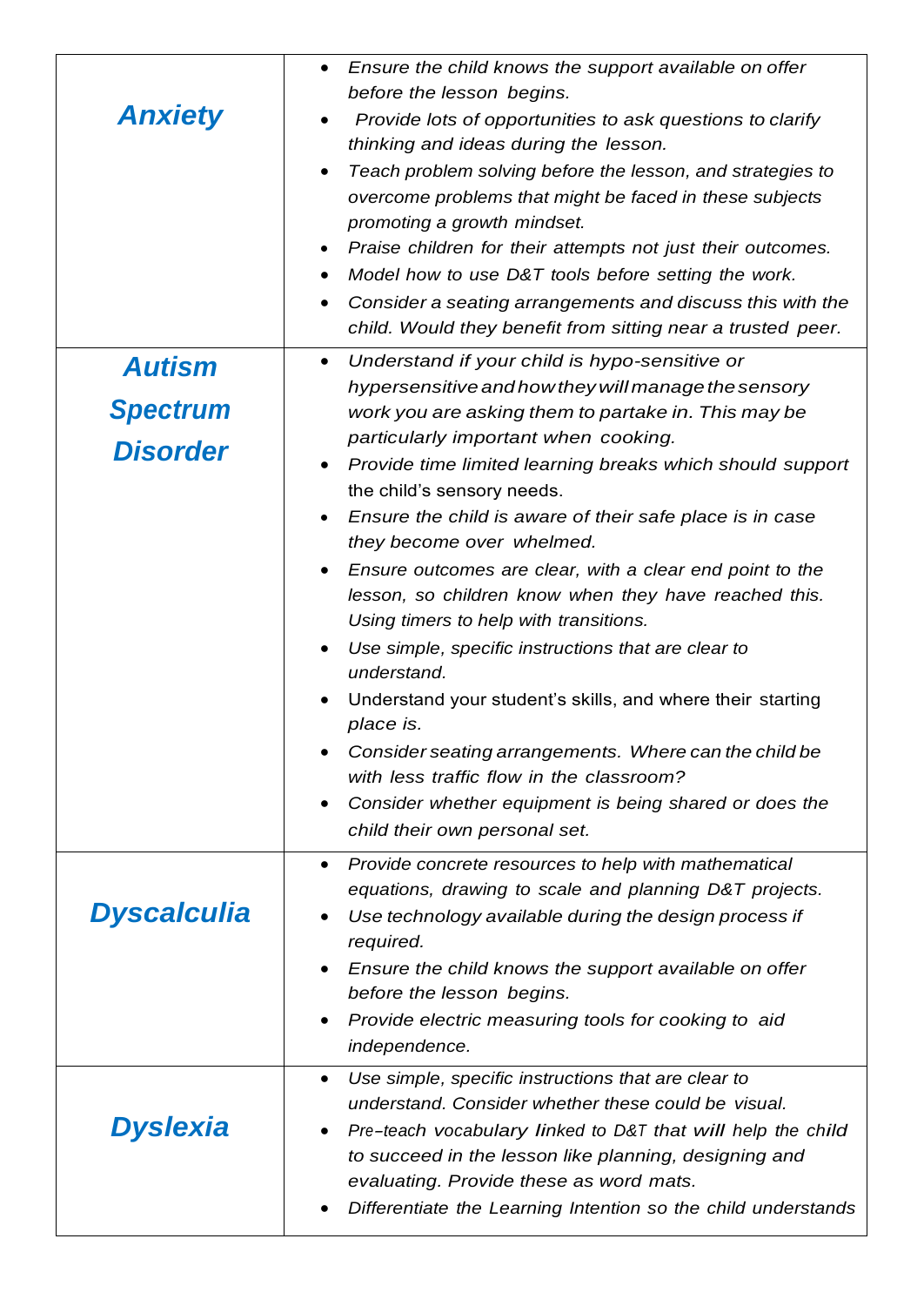| | |
|---|---|
| ***Anxiety*** | • *Ensure the child knows the support available on offer before the lesson begins.*<br>• *Provide lots of opportunities to ask questions to clarify thinking and ideas during the lesson.*<br>• *Teach problem solving before the lesson, and strategies to overcome problems that might be faced in these subjects promoting a growth mindset.*<br>• *Praise children for their attempts not just their outcomes.*<br>• *Model how to use D&T tools before setting the work.*<br>• *Consider a seating arrangements and discuss this with the child. Would they benefit from sitting near a trusted peer.* |
| ***Autism Spectrum Disorder*** | • *Understand if your child is hypo-sensitive or hypersensitive and how they will manage the sensory work you are asking them to partake in. This may be particularly important when cooking.*<br>• *Provide time limited learning breaks which should support* the child's sensory needs.<br>• *Ensure the child is aware of their safe place is in case they become over whelmed.*<br>• *Ensure outcomes are clear, with a clear end point to the lesson, so children know when they have reached this. Using timers to help with transitions.*<br>• *Use simple, specific instructions that are clear to understand.*<br>• Understand your student's skills, and where their starting *place is.*<br>• *Consider seating arrangements. Where can the child be with less traffic flow in the classroom?*<br>• *Consider whether equipment is being shared or does the child their own personal set.* |
| ***Dyscalculia*** | • *Provide concrete resources to help with mathematical equations, drawing to scale and planning D&T projects.*<br>• *Use technology available during the design process if required.*<br>• *Ensure the child knows the support available on offer before the lesson begins.*<br>• *Provide electric measuring tools for cooking to aid independence.* |
| ***Dyslexia*** | • *Use simple, specific instructions that are clear to understand. Consider whether these could be visual.*<br>• *Pre-teach vocabulary linked to D&T that will help the child to succeed in the lesson like planning, designing and evaluating. Provide these as word mats.*<br>• *Differentiate the Learning Intention so the child understands* |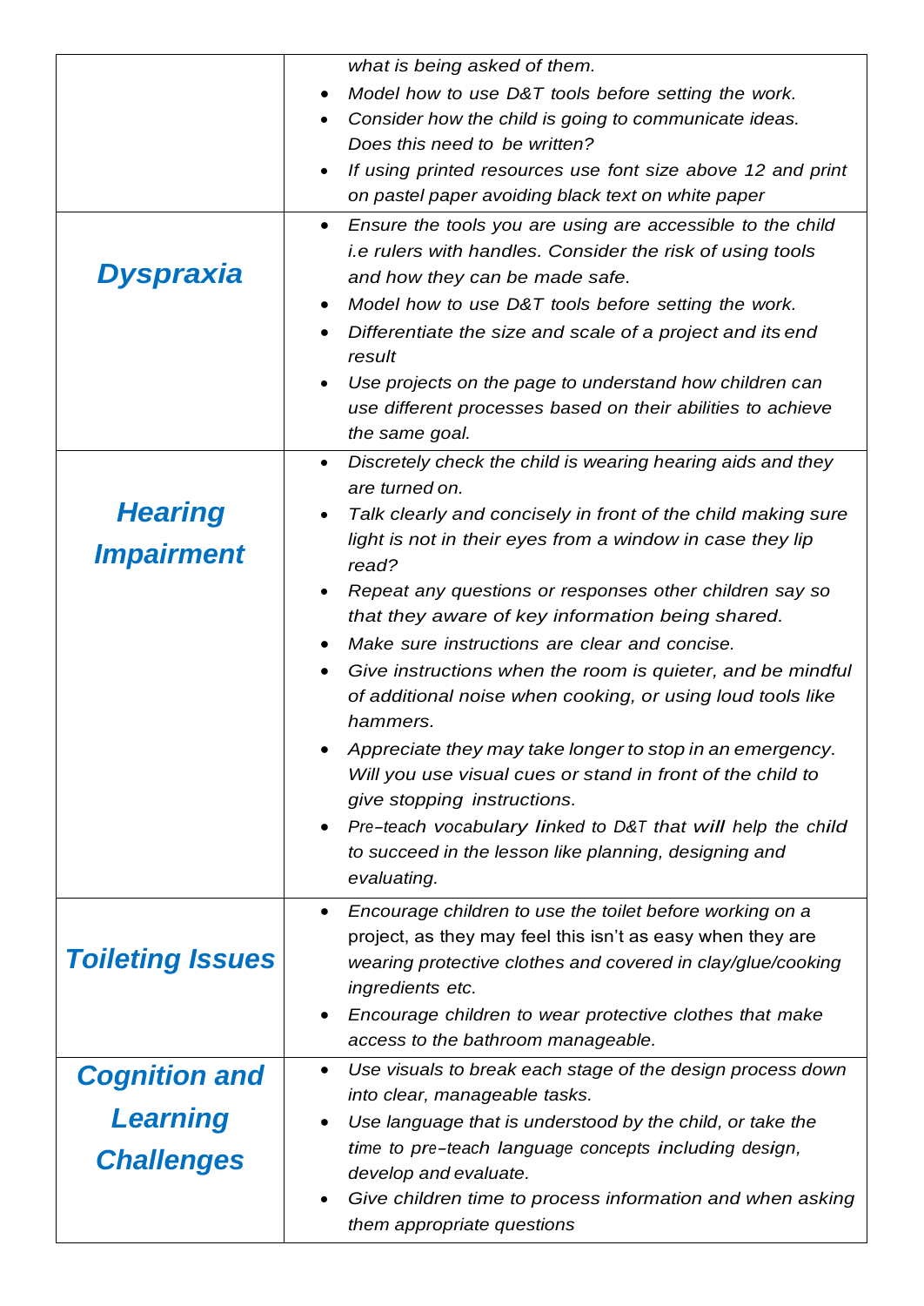| | |
|---|---|
| | *what is being asked of them.*<br>• *Model how to use D&T tools before setting the work.*<br>• *Consider how the child is going to communicate ideas. Does this need to be written?*<br>• *If using printed resources use font size above 12 and print on pastel paper avoiding black text on white paper* |
| ***Dyspraxia*** | • *Ensure the tools you are using are accessible to the child i.e rulers with handles. Consider the risk of using tools and how they can be made safe.*<br>• *Model how to use D&T tools before setting the work.*<br>• *Differentiate the size and scale of a project and its end result*<br>• *Use projects on the page to understand how children can use different processes based on their abilities to achieve the same goal.* |
| ***Hearing Impairment*** | • *Discretely check the child is wearing hearing aids and they are turned on.*<br>• *Talk clearly and concisely in front of the child making sure light is not in their eyes from a window in case they lip read?*<br>• *Repeat any questions or responses other children say so that they aware of key information being shared.*<br>• *Make sure instructions are clear and concise.*<br>• *Give instructions when the room is quieter, and be mindful of additional noise when cooking, or using loud tools like hammers.*<br>• *Appreciate they may take longer to stop in an emergency. Will you use visual cues or stand in front of the child to give stopping instructions.*<br>• *Pre-teach vocabulary linked to D&T that will help the child to succeed in the lesson like planning, designing and evaluating.* |
| ***Toileting Issues*** | • *Encourage children to use the toilet before working on a* project, as they may feel this isn't as easy when they are *wearing protective clothes and covered in clay/glue/cooking ingredients etc.*<br>• *Encourage children to wear protective clothes that make access to the bathroom manageable.* |
| ***Cognition and Learning Challenges*** | • *Use visuals to break each stage of the design process down into clear, manageable tasks.*<br>• *Use language that is understood by the child, or take the time to pre-teach language concepts including design, develop and evaluate.*<br>• *Give children time to process information and when asking them appropriate questions* |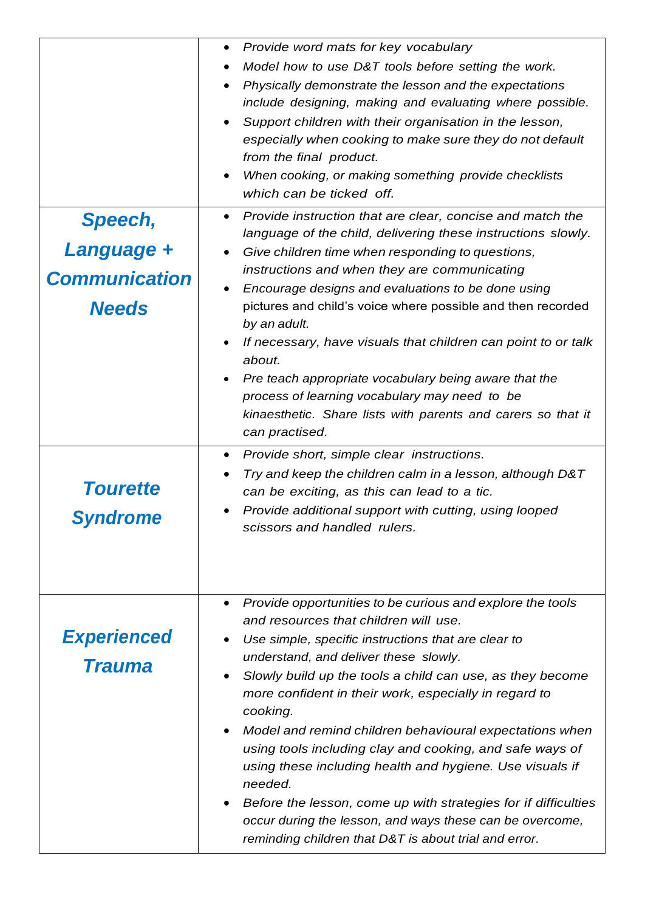| | |
|---|---|
| | • *Provide word mats for key vocabulary*<br>• *Model how to use D&T tools before setting the work.*<br>• *Physically demonstrate the lesson and the expectations include designing, making and evaluating where possible.*<br>• *Support children with their organisation in the lesson, especially when cooking to make sure they do not default from the final product.*<br>• *When cooking, or making something provide checklists which can be ticked off.* |
| ***Speech, Language + Communication Needs*** | • *Provide instruction that are clear, concise and match the language of the child, delivering these instructions slowly.*<br>• *Give children time when responding to questions, instructions and when they are communicating*<br>• *Encourage designs and evaluations to be done using* pictures and child's voice where possible and then recorded *by an adult.*<br>• *If necessary, have visuals that children can point to or talk about.*<br>• *Pre teach appropriate vocabulary being aware that the process of learning vocabulary may need to be kinaesthetic. Share lists with parents and carers so that it can practised.* |
| ***Tourette Syndrome*** | • *Provide short, simple clear instructions.*<br>• *Try and keep the children calm in a lesson, although D&T can be exciting, as this can lead to a tic.*<br>• *Provide additional support with cutting, using looped scissors and handled rulers.* |
| ***Experienced Trauma*** | • *Provide opportunities to be curious and explore the tools and resources that children will use.*<br>• *Use simple, specific instructions that are clear to understand, and deliver these slowly.*<br>• *Slowly build up the tools a child can use, as they become more confident in their work, especially in regard to cooking.*<br>• *Model and remind children behavioural expectations when using tools including clay and cooking, and safe ways of using these including health and hygiene. Use visuals if needed.*<br>• *Before the lesson, come up with strategies for if difficulties occur during the lesson, and ways these can be overcome, reminding children that D&T is about trial and error.* |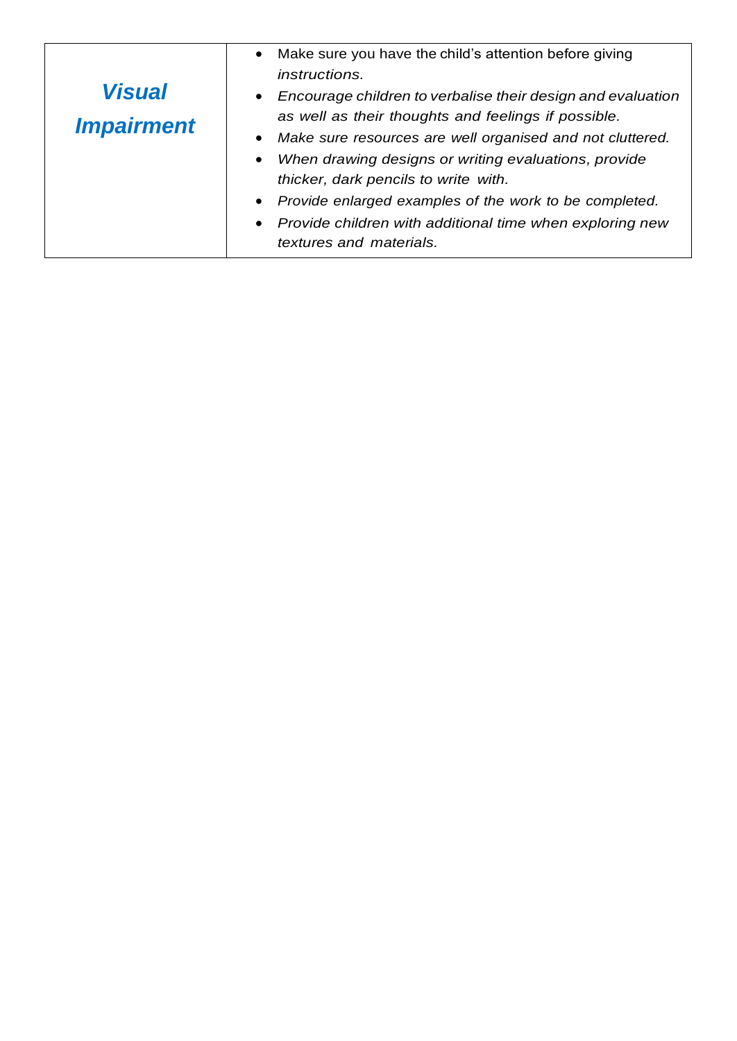| | |
|---|---|
| ***Visual Impairment*** | • Make sure you have the child's attention before giving *instructions.*<br>• *Encourage children to verbalise their design and evaluation as well as their thoughts and feelings if possible.*<br>• *Make sure resources are well organised and not cluttered.*<br>• *When drawing designs or writing evaluations, provide thicker, dark pencils to write with.*<br>• *Provide enlarged examples of the work to be completed.*<br>• *Provide children with additional time when exploring new textures and materials.* |